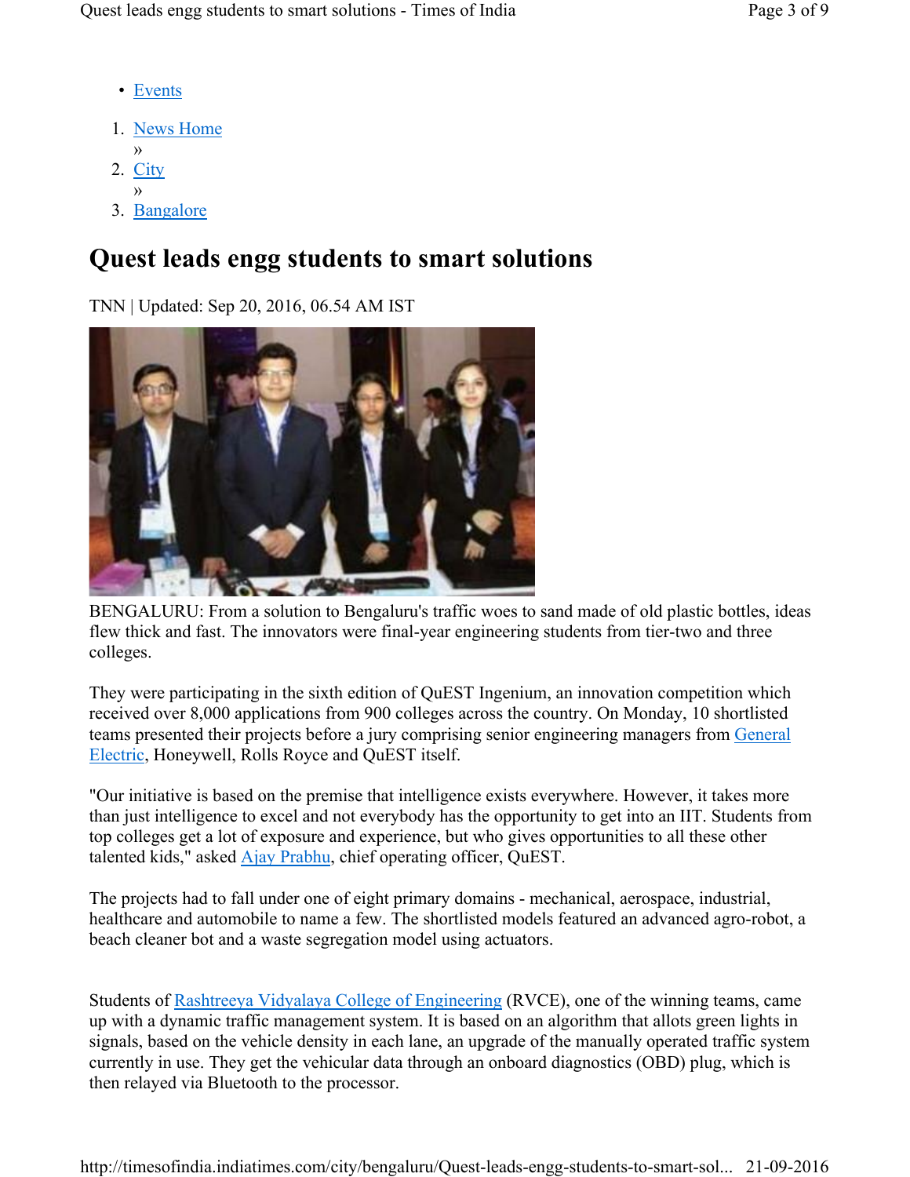- [Events]

1. [News Home]
   »
2. [City]
   »
3. [Bangalore]

# Quest leads engg students to smart solutions

TNN | Updated: Sep 20, 2016, 06.54 AM IST

BENGALURU: From a solution to Bengaluru's traffic woes to sand made of old plastic bottles, ideas flew thick and fast. The innovators were final-year engineering students from tier-two and three colleges.

They were participating in the sixth edition of QuEST Ingenium, an innovation competition which received over 8,000 applications from 900 colleges across the country. On Monday, 10 shortlisted teams presented their projects before a jury comprising senior engineering managers from General Electric, Honeywell, Rolls Royce and QuEST itself.

"Our initiative is based on the premise that intelligence exists everywhere. However, it takes more than just intelligence to excel and not everybody has the opportunity to get into an IIT. Students from top colleges get a lot of exposure and experience, but who gives opportunities to all these other talented kids," asked Ajay Prabhu, chief operating officer, QuEST.

The projects had to fall under one of eight primary domains - mechanical, aerospace, industrial, healthcare and automobile to name a few. The shortlisted models featured an advanced agro-robot, a beach cleaner bot and a waste segregation model using actuators.

Students of Rashtreeya Vidyalaya College of Engineering (RVCE), one of the winning teams, came up with a dynamic traffic management system. It is based on an algorithm that allots green lights in signals, based on the vehicle density in each lane, an upgrade of the manually operated traffic system currently in use. They get the vehicular data through an onboard diagnostics (OBD) plug, which is then relayed via Bluetooth to the processor.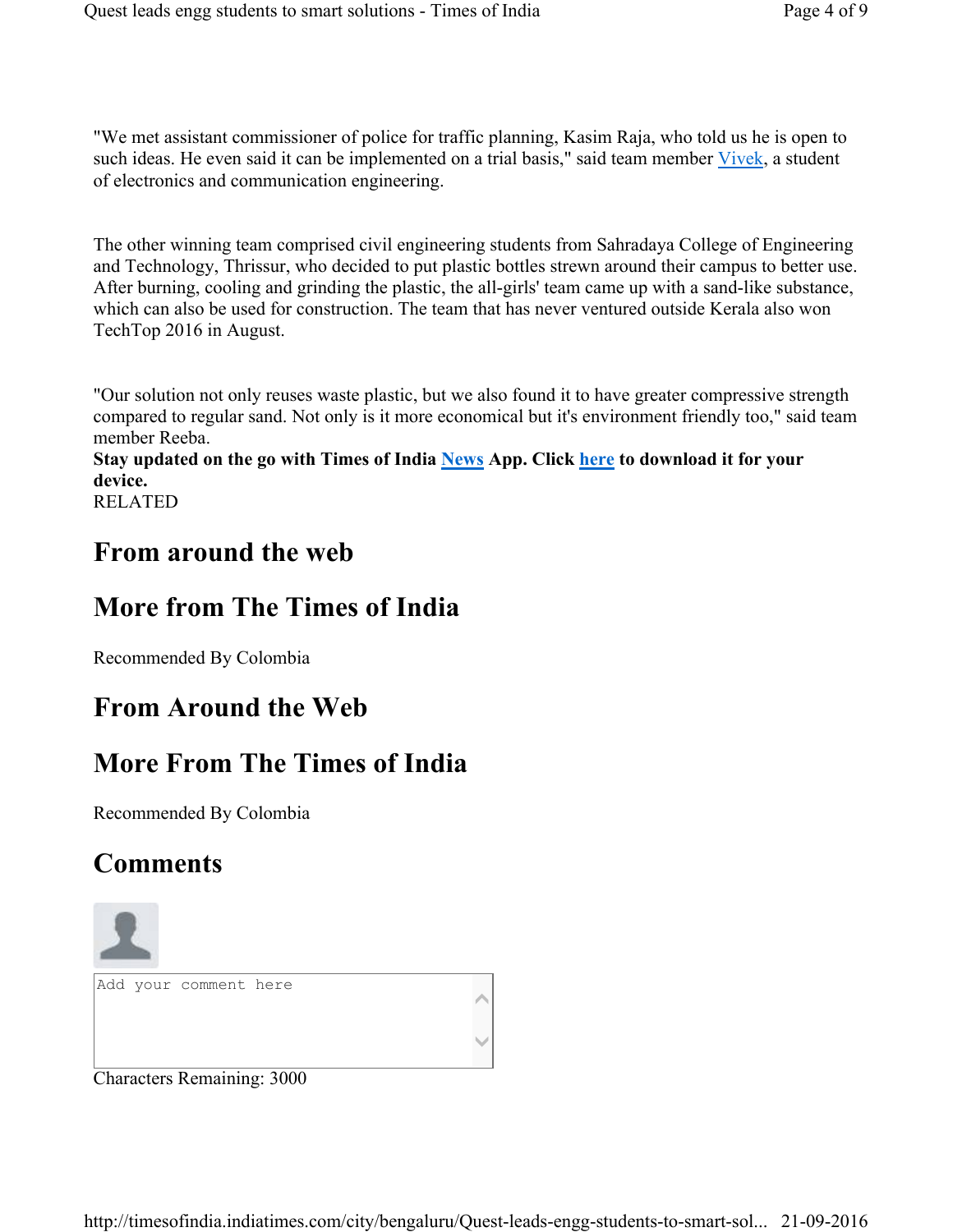"We met assistant commissioner of police for traffic planning, Kasim Raja, who told us he is open to such ideas. He even said it can be implemented on a trial basis," said team member Vivek, a student of electronics and communication engineering.

The other winning team comprised civil engineering students from Sahradaya College of Engineering and Technology, Thrissur, who decided to put plastic bottles strewn around their campus to better use. After burning, cooling and grinding the plastic, the all-girls' team came up with a sand-like substance, which can also be used for construction. The team that has never ventured outside Kerala also won TechTop 2016 in August.

"Our solution not only reuses waste plastic, but we also found it to have greater compressive strength compared to regular sand. Not only is it more economical but it's environment friendly too," said team member Reeba.

**Stay updated on the go with Times of India News App. Click here to download it for your device.**

RELATED

## From around the web

## More from The Times of India

Recommended By Colombia

## From Around the Web

## More From The Times of India

Recommended By Colombia

## Comments

Add your comment here

Characters Remaining: 3000